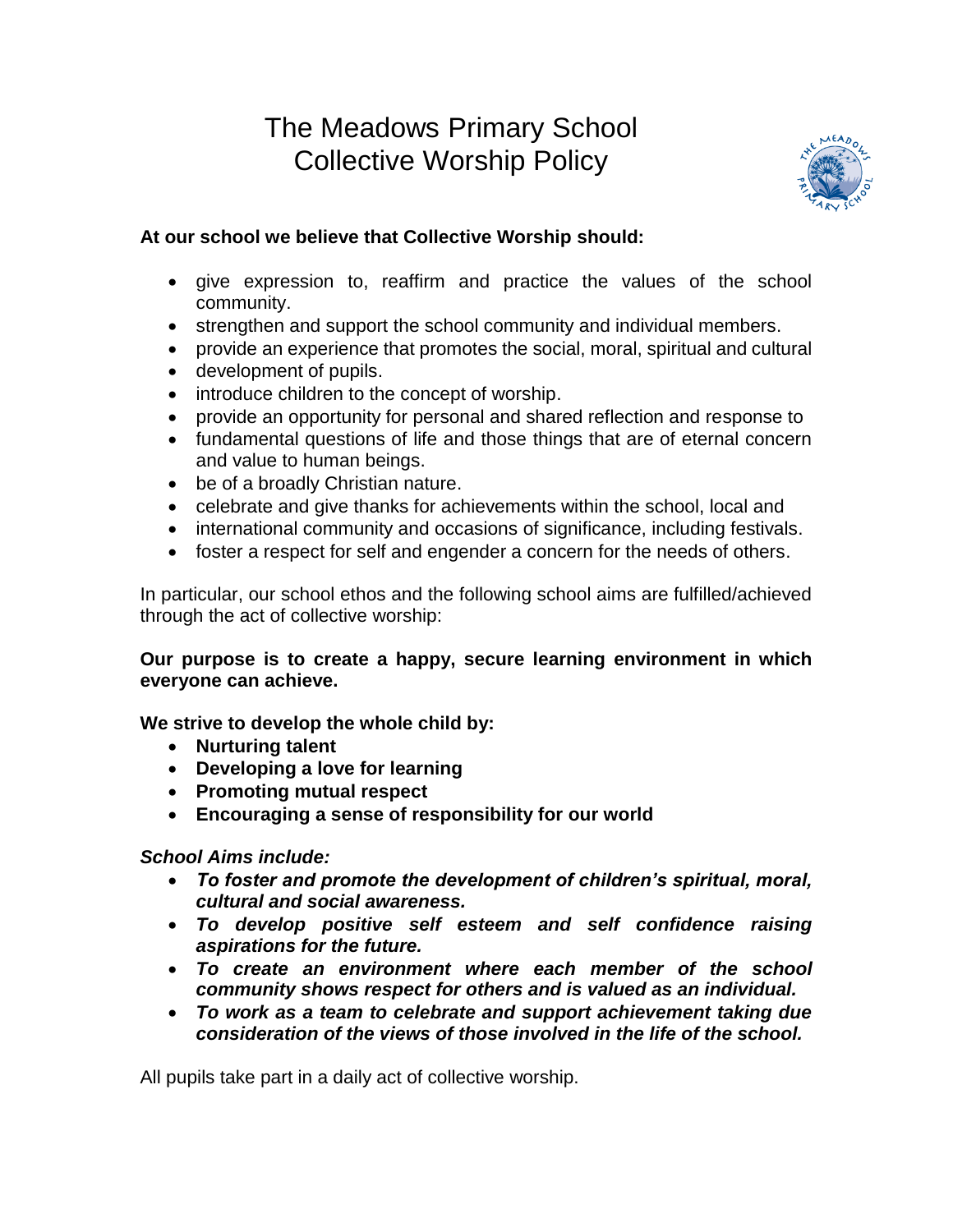# The Meadows Primary School
# Collective Worship Policy

**At our school we believe that Collective Worship should:**

- give expression to, reaffirm and practice the values of the school community.
- strengthen and support the school community and individual members.
- provide an experience that promotes the social, moral, spiritual and cultural
- development of pupils.
- introduce children to the concept of worship.
- provide an opportunity for personal and shared reflection and response to
- fundamental questions of life and those things that are of eternal concern and value to human beings.
- be of a broadly Christian nature.
- celebrate and give thanks for achievements within the school, local and
- international community and occasions of significance, including festivals.
- foster a respect for self and engender a concern for the needs of others.

In particular, our school ethos and the following school aims are fulfilled/achieved through the act of collective worship:

**Our purpose is to create a happy, secure learning environment in which everyone can achieve.**

**We strive to develop the whole child by:**

- **Nurturing talent**
- **Developing a love for learning**
- **Promoting mutual respect**
- **Encouraging a sense of responsibility for our world**

***School Aims include:***

- ***To foster and promote the development of children's spiritual, moral, cultural and social awareness.***
- ***To develop positive self esteem and self confidence raising aspirations for the future.***
- ***To create an environment where each member of the school community shows respect for others and is valued as an individual.***
- ***To work as a team to celebrate and support achievement taking due consideration of the views of those involved in the life of the school.***

All pupils take part in a daily act of collective worship.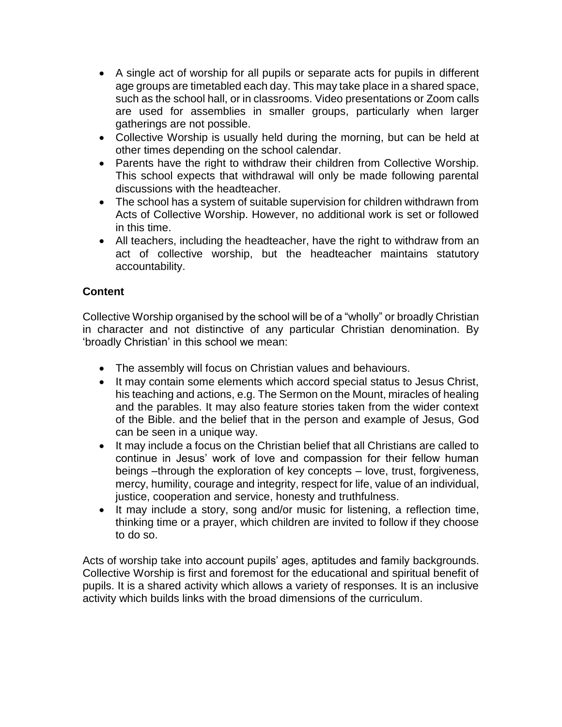- A single act of worship for all pupils or separate acts for pupils in different age groups are timetabled each day. This may take place in a shared space, such as the school hall, or in classrooms. Video presentations or Zoom calls are used for assemblies in smaller groups, particularly when larger gatherings are not possible.
- Collective Worship is usually held during the morning, but can be held at other times depending on the school calendar.
- Parents have the right to withdraw their children from Collective Worship. This school expects that withdrawal will only be made following parental discussions with the headteacher.
- The school has a system of suitable supervision for children withdrawn from Acts of Collective Worship. However, no additional work is set or followed in this time.
- All teachers, including the headteacher, have the right to withdraw from an act of collective worship, but the headteacher maintains statutory accountability.

**Content**

Collective Worship organised by the school will be of a "wholly" or broadly Christian in character and not distinctive of any particular Christian denomination. By 'broadly Christian' in this school we mean:

- The assembly will focus on Christian values and behaviours.
- It may contain some elements which accord special status to Jesus Christ, his teaching and actions, e.g. The Sermon on the Mount, miracles of healing and the parables. It may also feature stories taken from the wider context of the Bible. and the belief that in the person and example of Jesus, God can be seen in a unique way.
- It may include a focus on the Christian belief that all Christians are called to continue in Jesus' work of love and compassion for their fellow human beings –through the exploration of key concepts – love, trust, forgiveness, mercy, humility, courage and integrity, respect for life, value of an individual, justice, cooperation and service, honesty and truthfulness.
- It may include a story, song and/or music for listening, a reflection time, thinking time or a prayer, which children are invited to follow if they choose to do so.

Acts of worship take into account pupils' ages, aptitudes and family backgrounds. Collective Worship is first and foremost for the educational and spiritual benefit of pupils. It is a shared activity which allows a variety of responses. It is an inclusive activity which builds links with the broad dimensions of the curriculum.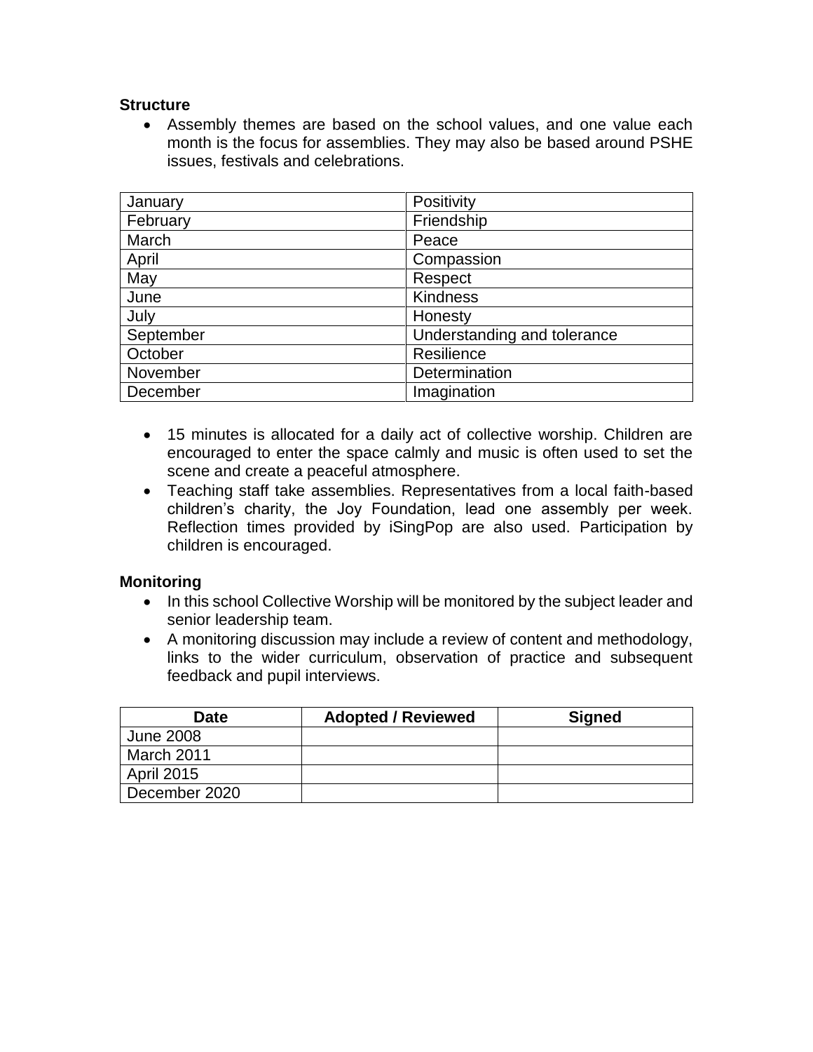**Structure**

- Assembly themes are based on the school values, and one value each month is the focus for assemblies. They may also be based around PSHE issues, festivals and celebrations.

| | |
|---|---|
| January | Positivity |
| February | Friendship |
| March | Peace |
| April | Compassion |
| May | Respect |
| June | Kindness |
| July | Honesty |
| September | Understanding and tolerance |
| October | Resilience |
| November | Determination |
| December | Imagination |

- 15 minutes is allocated for a daily act of collective worship. Children are encouraged to enter the space calmly and music is often used to set the scene and create a peaceful atmosphere.
- Teaching staff take assemblies. Representatives from a local faith-based children's charity, the Joy Foundation, lead one assembly per week. Reflection times provided by iSingPop are also used. Participation by children is encouraged.

**Monitoring**

- In this school Collective Worship will be monitored by the subject leader and senior leadership team.
- A monitoring discussion may include a review of content and methodology, links to the wider curriculum, observation of practice and subsequent feedback and pupil interviews.

| Date | Adopted / Reviewed | Signed |
|---|---|---|
| June 2008 | | |
| March 2011 | | |
| April 2015 | | |
| December 2020 | | |